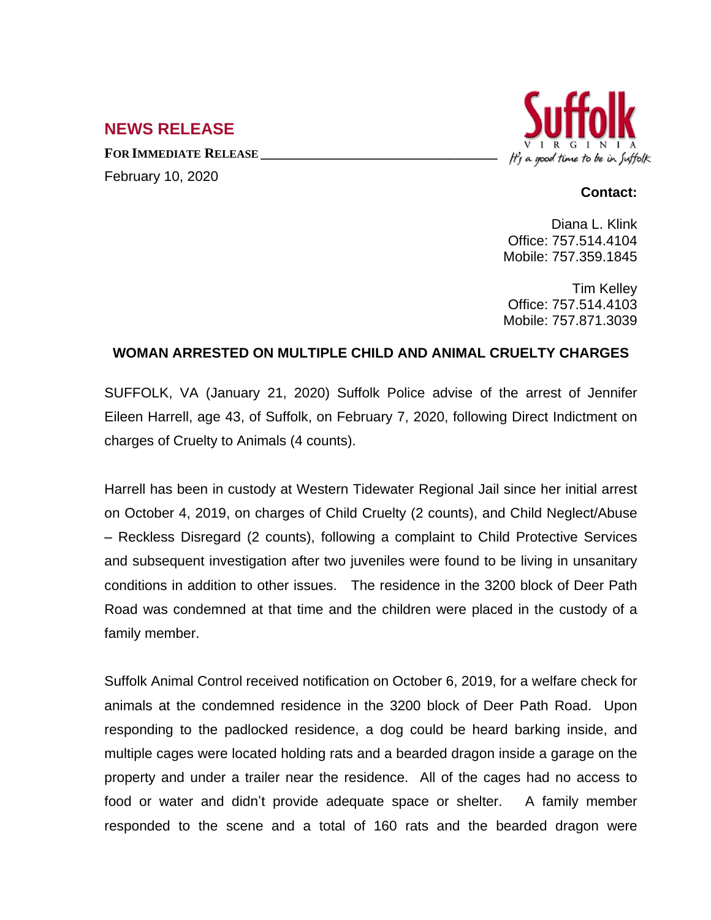## NEWS RELEASE

**FOR IMMEDIATE RELEASE**

February 10, 2020

Suffolk
VIRGINIA
*It's a good time to be in Suffolk*

**Contact:**

Diana L. Klink
Office: 757.514.4104
Mobile: 757.359.1845

Tim Kelley
Office: 757.514.4103
Mobile: 757.871.3039

### WOMAN ARRESTED ON MULTIPLE CHILD AND ANIMAL CRUELTY CHARGES

SUFFOLK, VA (January 21, 2020) Suffolk Police advise of the arrest of Jennifer Eileen Harrell, age 43, of Suffolk, on February 7, 2020, following Direct Indictment on charges of Cruelty to Animals (4 counts).

Harrell has been in custody at Western Tidewater Regional Jail since her initial arrest on October 4, 2019, on charges of Child Cruelty (2 counts), and Child Neglect/Abuse – Reckless Disregard (2 counts), following a complaint to Child Protective Services and subsequent investigation after two juveniles were found to be living in unsanitary conditions in addition to other issues. The residence in the 3200 block of Deer Path Road was condemned at that time and the children were placed in the custody of a family member.

Suffolk Animal Control received notification on October 6, 2019, for a welfare check for animals at the condemned residence in the 3200 block of Deer Path Road. Upon responding to the padlocked residence, a dog could be heard barking inside, and multiple cages were located holding rats and a bearded dragon inside a garage on the property and under a trailer near the residence. All of the cages had no access to food or water and didn't provide adequate space or shelter. A family member responded to the scene and a total of 160 rats and the bearded dragon were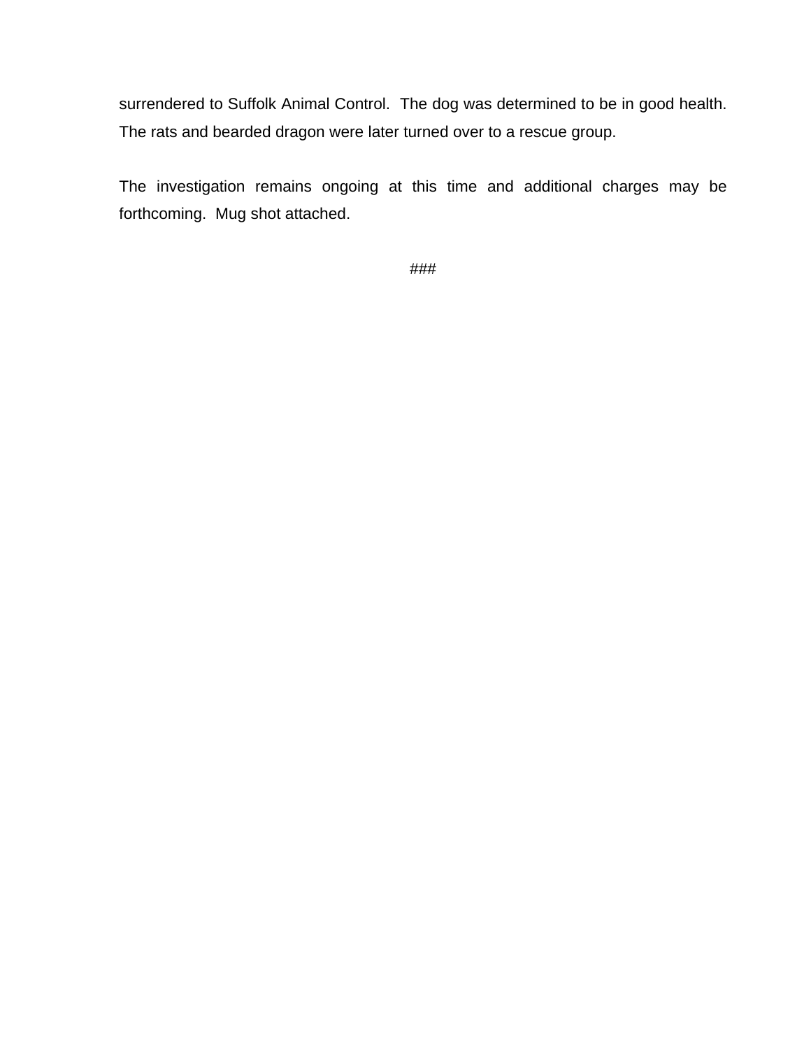surrendered to Suffolk Animal Control. The dog was determined to be in good health. The rats and bearded dragon were later turned over to a rescue group.

The investigation remains ongoing at this time and additional charges may be forthcoming. Mug shot attached.

###